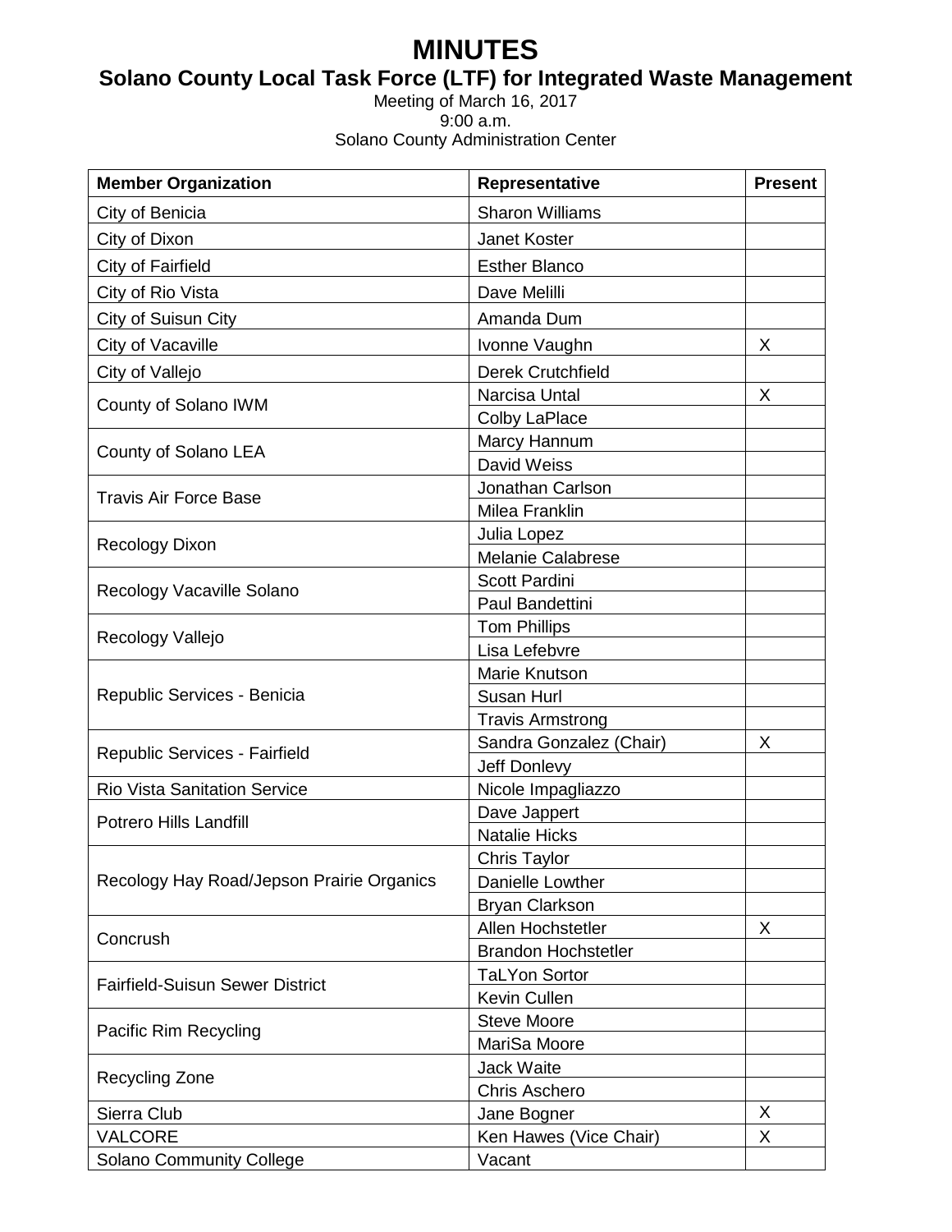# MINUTES

## Solano County Local Task Force (LTF) for Integrated Waste Management

Meeting of March 16, 2017
9:00 a.m.
Solano County Administration Center

| Member Organization | Representative | Present |
|---|---|---|
| City of Benicia | Sharon Williams | |
| City of Dixon | Janet Koster | |
| City of Fairfield | Esther Blanco | |
| City of Rio Vista | Dave Melilli | |
| City of Suisun City | Amanda Dum | |
| City of Vacaville | Ivonne Vaughn | X |
| City of Vallejo | Derek Crutchfield | |
| County of Solano IWM | Narcisa Untal | X |
| | Colby LaPlace | |
| County of Solano LEA | Marcy Hannum | |
| | David Weiss | |
| Travis Air Force Base | Jonathan Carlson | |
| | Milea Franklin | |
| Recology Dixon | Julia Lopez | |
| | Melanie Calabrese | |
| Recology Vacaville Solano | Scott Pardini | |
| | Paul Bandettini | |
| Recology Vallejo | Tom Phillips | |
| | Lisa Lefebvre | |
| Republic Services - Benicia | Marie Knutson | |
| | Susan Hurl | |
| | Travis Armstrong | |
| Republic Services - Fairfield | Sandra Gonzalez (Chair) | X |
| | Jeff Donlevy | |
| Rio Vista Sanitation Service | Nicole Impagliazzo | |
| Potrero Hills Landfill | Dave Jappert | |
| | Natalie Hicks | |
| Recology Hay Road/Jepson Prairie Organics | Chris Taylor | |
| | Danielle Lowther | |
| | Bryan Clarkson | |
| Concrush | Allen Hochstetler | X |
| | Brandon Hochstetler | |
| Fairfield-Suisun Sewer District | TaLYon Sortor | |
| | Kevin Cullen | |
| Pacific Rim Recycling | Steve Moore | |
| | MariSa Moore | |
| Recycling Zone | Jack Waite | |
| | Chris Aschero | |
| Sierra Club | Jane Bogner | X |
| VALCORE | Ken Hawes (Vice Chair) | X |
| Solano Community College | Vacant | |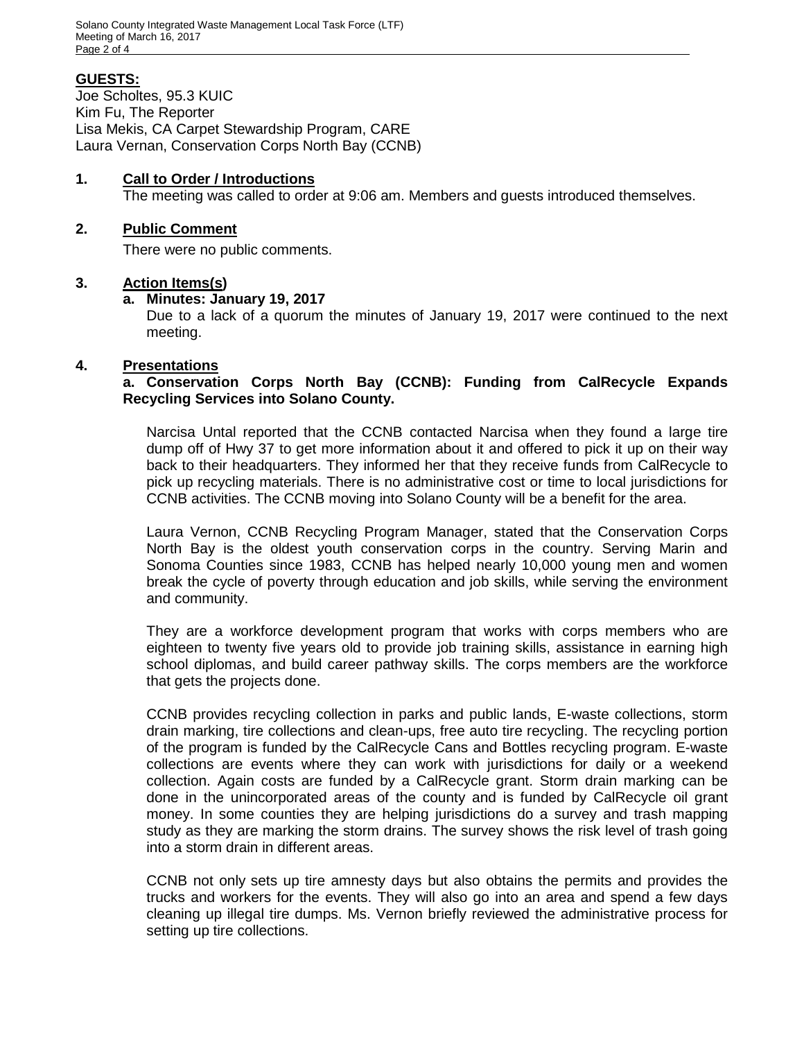**GUESTS:**

Joe Scholtes, 95.3 KUIC
Kim Fu, The Reporter
Lisa Mekis, CA Carpet Stewardship Program, CARE
Laura Vernan, Conservation Corps North Bay (CCNB)

## 1. Call to Order / Introductions

The meeting was called to order at 9:06 am. Members and guests introduced themselves.

## 2. Public Comment

There were no public comments.

## 3. Action Items(s)

**a. Minutes: January 19, 2017**

Due to a lack of a quorum the minutes of January 19, 2017 were continued to the next meeting.

## 4. Presentations

**a. Conservation Corps North Bay (CCNB): Funding from CalRecycle Expands Recycling Services into Solano County.**

Narcisa Untal reported that the CCNB contacted Narcisa when they found a large tire dump off of Hwy 37 to get more information about it and offered to pick it up on their way back to their headquarters. They informed her that they receive funds from CalRecycle to pick up recycling materials. There is no administrative cost or time to local jurisdictions for CCNB activities. The CCNB moving into Solano County will be a benefit for the area.

Laura Vernon, CCNB Recycling Program Manager, stated that the Conservation Corps North Bay is the oldest youth conservation corps in the country. Serving Marin and Sonoma Counties since 1983, CCNB has helped nearly 10,000 young men and women break the cycle of poverty through education and job skills, while serving the environment and community.

They are a workforce development program that works with corps members who are eighteen to twenty five years old to provide job training skills, assistance in earning high school diplomas, and build career pathway skills. The corps members are the workforce that gets the projects done.

CCNB provides recycling collection in parks and public lands, E-waste collections, storm drain marking, tire collections and clean-ups, free auto tire recycling. The recycling portion of the program is funded by the CalRecycle Cans and Bottles recycling program. E-waste collections are events where they can work with jurisdictions for daily or a weekend collection. Again costs are funded by a CalRecycle grant. Storm drain marking can be done in the unincorporated areas of the county and is funded by CalRecycle oil grant money. In some counties they are helping jurisdictions do a survey and trash mapping study as they are marking the storm drains. The survey shows the risk level of trash going into a storm drain in different areas.

CCNB not only sets up tire amnesty days but also obtains the permits and provides the trucks and workers for the events. They will also go into an area and spend a few days cleaning up illegal tire dumps. Ms. Vernon briefly reviewed the administrative process for setting up tire collections.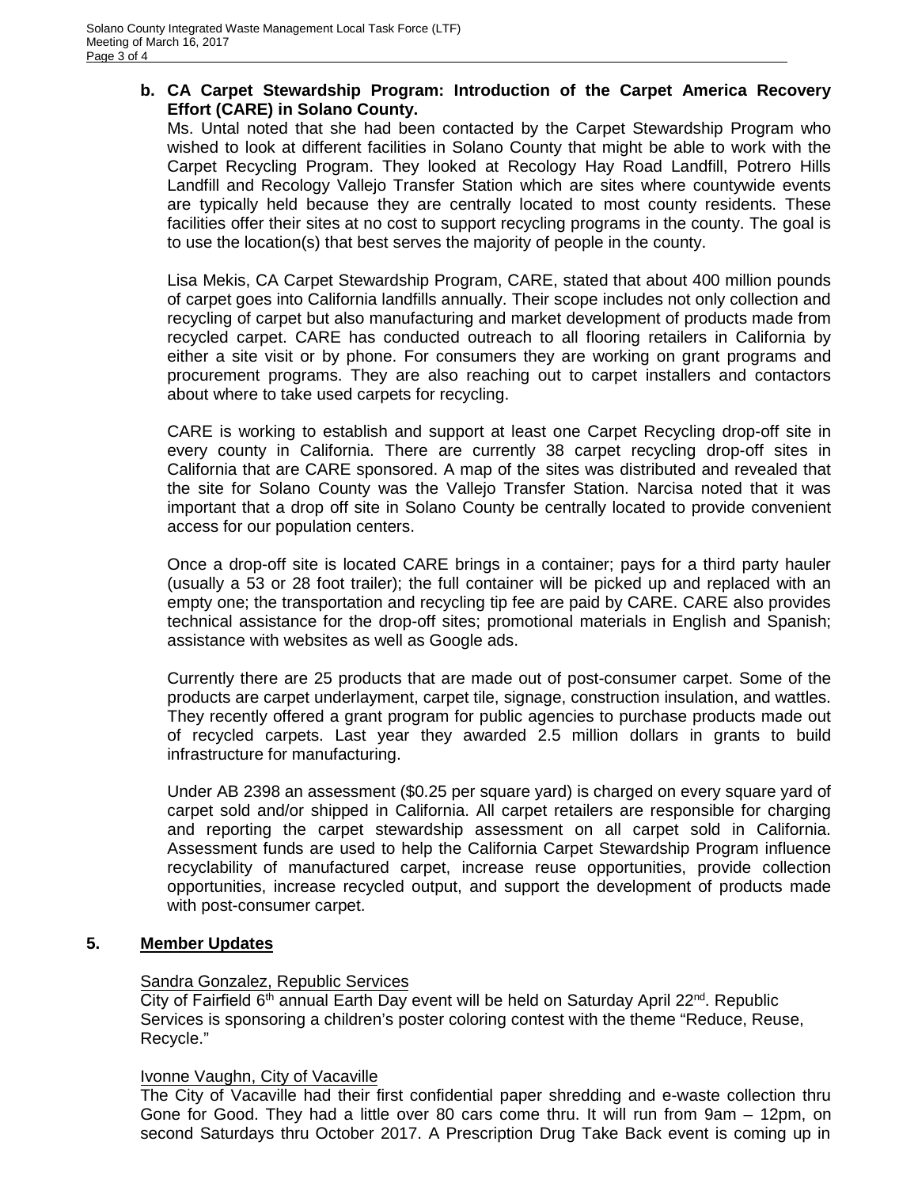**b. CA Carpet Stewardship Program: Introduction of the Carpet America Recovery Effort (CARE) in Solano County.**

Ms. Untal noted that she had been contacted by the Carpet Stewardship Program who wished to look at different facilities in Solano County that might be able to work with the Carpet Recycling Program. They looked at Recology Hay Road Landfill, Potrero Hills Landfill and Recology Vallejo Transfer Station which are sites where countywide events are typically held because they are centrally located to most county residents. These facilities offer their sites at no cost to support recycling programs in the county. The goal is to use the location(s) that best serves the majority of people in the county.

Lisa Mekis, CA Carpet Stewardship Program, CARE, stated that about 400 million pounds of carpet goes into California landfills annually. Their scope includes not only collection and recycling of carpet but also manufacturing and market development of products made from recycled carpet. CARE has conducted outreach to all flooring retailers in California by either a site visit or by phone. For consumers they are working on grant programs and procurement programs. They are also reaching out to carpet installers and contactors about where to take used carpets for recycling.

CARE is working to establish and support at least one Carpet Recycling drop-off site in every county in California. There are currently 38 carpet recycling drop-off sites in California that are CARE sponsored. A map of the sites was distributed and revealed that the site for Solano County was the Vallejo Transfer Station. Narcisa noted that it was important that a drop off site in Solano County be centrally located to provide convenient access for our population centers.

Once a drop-off site is located CARE brings in a container; pays for a third party hauler (usually a 53 or 28 foot trailer); the full container will be picked up and replaced with an empty one; the transportation and recycling tip fee are paid by CARE. CARE also provides technical assistance for the drop-off sites; promotional materials in English and Spanish; assistance with websites as well as Google ads.

Currently there are 25 products that are made out of post-consumer carpet. Some of the products are carpet underlayment, carpet tile, signage, construction insulation, and wattles. They recently offered a grant program for public agencies to purchase products made out of recycled carpets. Last year they awarded 2.5 million dollars in grants to build infrastructure for manufacturing.

Under AB 2398 an assessment ($0.25 per square yard) is charged on every square yard of carpet sold and/or shipped in California. All carpet retailers are responsible for charging and reporting the carpet stewardship assessment on all carpet sold in California. Assessment funds are used to help the California Carpet Stewardship Program influence recyclability of manufactured carpet, increase reuse opportunities, provide collection opportunities, increase recycled output, and support the development of products made with post-consumer carpet.

## 5. Member Updates

Sandra Gonzalez, Republic Services

City of Fairfield 6th annual Earth Day event will be held on Saturday April 22nd. Republic Services is sponsoring a children's poster coloring contest with the theme "Reduce, Reuse, Recycle."

Ivonne Vaughn, City of Vacaville

The City of Vacaville had their first confidential paper shredding and e-waste collection thru Gone for Good. They had a little over 80 cars come thru. It will run from 9am – 12pm, on second Saturdays thru October 2017. A Prescription Drug Take Back event is coming up in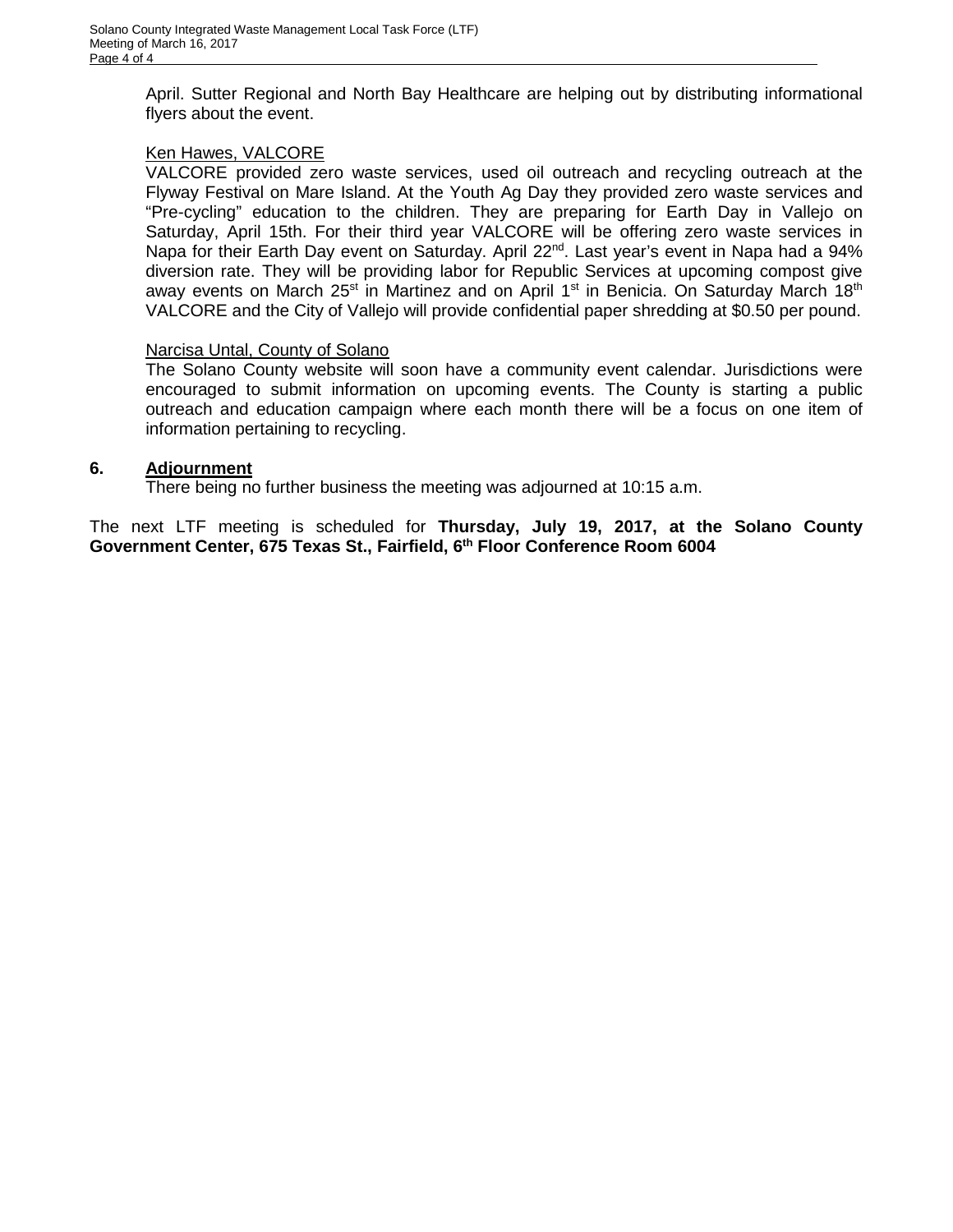April. Sutter Regional and North Bay Healthcare are helping out by distributing informational flyers about the event.

Ken Hawes, VALCORE

VALCORE provided zero waste services, used oil outreach and recycling outreach at the Flyway Festival on Mare Island. At the Youth Ag Day they provided zero waste services and "Pre-cycling" education to the children. They are preparing for Earth Day in Vallejo on Saturday, April 15th. For their third year VALCORE will be offering zero waste services in Napa for their Earth Day event on Saturday. April 22nd. Last year's event in Napa had a 94% diversion rate. They will be providing labor for Republic Services at upcoming compost give away events on March 25st in Martinez and on April 1st in Benicia. On Saturday March 18th VALCORE and the City of Vallejo will provide confidential paper shredding at \$0.50 per pound.

Narcisa Untal, County of Solano

The Solano County website will soon have a community event calendar. Jurisdictions were encouraged to submit information on upcoming events. The County is starting a public outreach and education campaign where each month there will be a focus on one item of information pertaining to recycling.

## 6. Adjournment

There being no further business the meeting was adjourned at 10:15 a.m.

The next LTF meeting is scheduled for **Thursday, July 19, 2017, at the Solano County Government Center, 675 Texas St., Fairfield, 6th Floor Conference Room 6004**